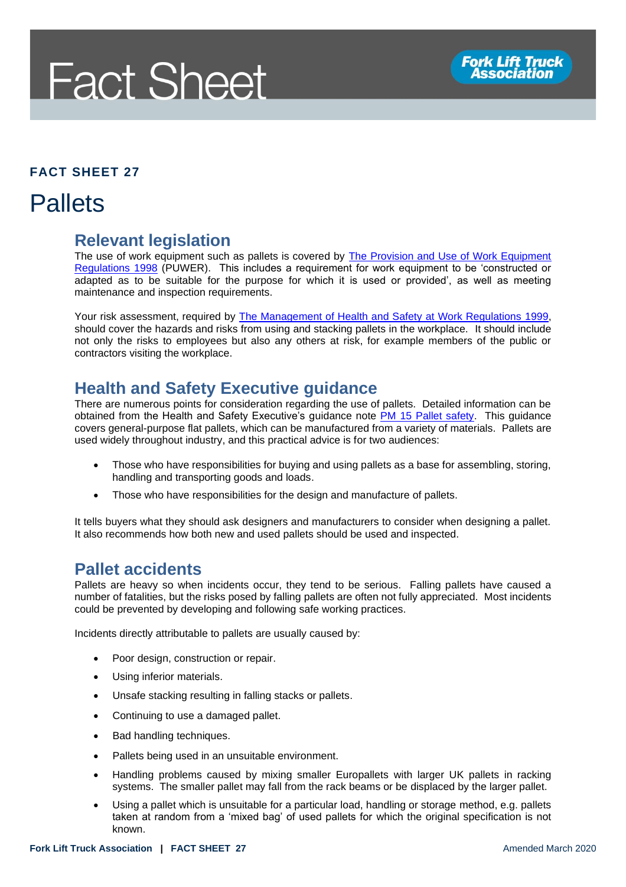# Fact Sheet

Fork Lift Truck Association

**FACT SHEET 27**

# Pallets

## Relevant legislation

The use of work equipment such as pallets is covered by [The Provision and Use of Work Equipment Regulations 1998] (PUWER). This includes a requirement for work equipment to be 'constructed or adapted as to be suitable for the purpose for which it is used or provided', as well as meeting maintenance and inspection requirements.

Your risk assessment, required by [The Management of Health and Safety at Work Regulations 1999], should cover the hazards and risks from using and stacking pallets in the workplace. It should include not only the risks to employees but also any others at risk, for example members of the public or contractors visiting the workplace.

## Health and Safety Executive guidance

There are numerous points for consideration regarding the use of pallets. Detailed information can be obtained from the Health and Safety Executive's guidance note [PM 15 Pallet safety]. This guidance covers general-purpose flat pallets, which can be manufactured from a variety of materials. Pallets are used widely throughout industry, and this practical advice is for two audiences:

- Those who have responsibilities for buying and using pallets as a base for assembling, storing, handling and transporting goods and loads.
- Those who have responsibilities for the design and manufacture of pallets.

It tells buyers what they should ask designers and manufacturers to consider when designing a pallet. It also recommends how both new and used pallets should be used and inspected.

## Pallet accidents

Pallets are heavy so when incidents occur, they tend to be serious. Falling pallets have caused a number of fatalities, but the risks posed by falling pallets are often not fully appreciated. Most incidents could be prevented by developing and following safe working practices.

Incidents directly attributable to pallets are usually caused by:

- Poor design, construction or repair.
- Using inferior materials.
- Unsafe stacking resulting in falling stacks or pallets.
- Continuing to use a damaged pallet.
- Bad handling techniques.
- Pallets being used in an unsuitable environment.
- Handling problems caused by mixing smaller Europallets with larger UK pallets in racking systems. The smaller pallet may fall from the rack beams or be displaced by the larger pallet.
- Using a pallet which is unsuitable for a particular load, handling or storage method, e.g. pallets taken at random from a 'mixed bag' of used pallets for which the original specification is not known.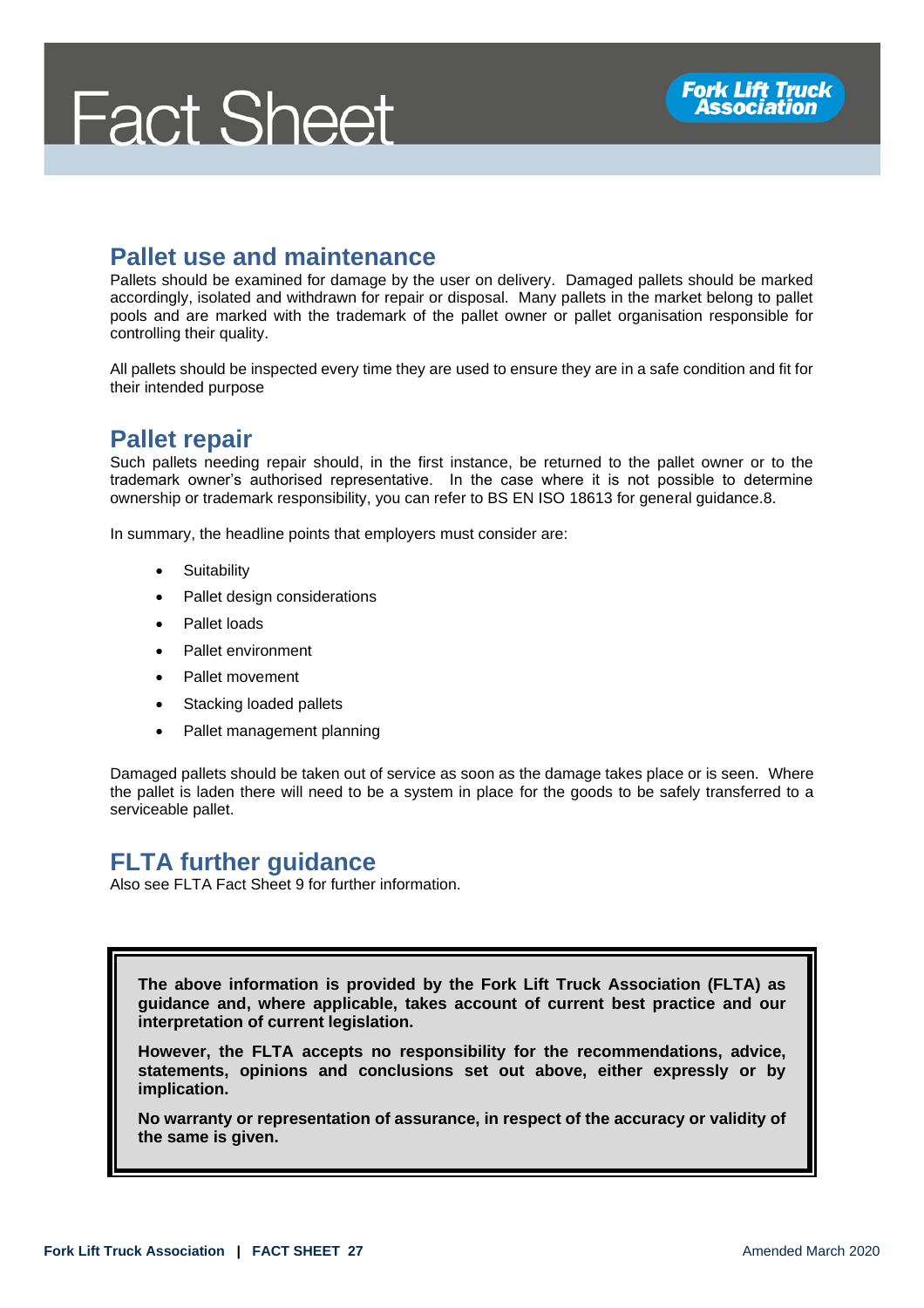# Fact Sheet

## Pallet use and maintenance

Pallets should be examined for damage by the user on delivery. Damaged pallets should be marked accordingly, isolated and withdrawn for repair or disposal. Many pallets in the market belong to pallet pools and are marked with the trademark of the pallet owner or pallet organisation responsible for controlling their quality.

All pallets should be inspected every time they are used to ensure they are in a safe condition and fit for their intended purpose

## Pallet repair

Such pallets needing repair should, in the first instance, be returned to the pallet owner or to the trademark owner's authorised representative. In the case where it is not possible to determine ownership or trademark responsibility, you can refer to BS EN ISO 18613 for general guidance.8.

In summary, the headline points that employers must consider are:

- Suitability
- Pallet design considerations
- Pallet loads
- Pallet environment
- Pallet movement
- Stacking loaded pallets
- Pallet management planning

Damaged pallets should be taken out of service as soon as the damage takes place or is seen. Where the pallet is laden there will need to be a system in place for the goods to be safely transferred to a serviceable pallet.

## FLTA further guidance

Also see FLTA Fact Sheet 9 for further information.

**The above information is provided by the Fork Lift Truck Association (FLTA) as guidance and, where applicable, takes account of current best practice and our interpretation of current legislation.**

**However, the FLTA accepts no responsibility for the recommendations, advice, statements, opinions and conclusions set out above, either expressly or by implication.**

**No warranty or representation of assurance, in respect of the accuracy or validity of the same is given.**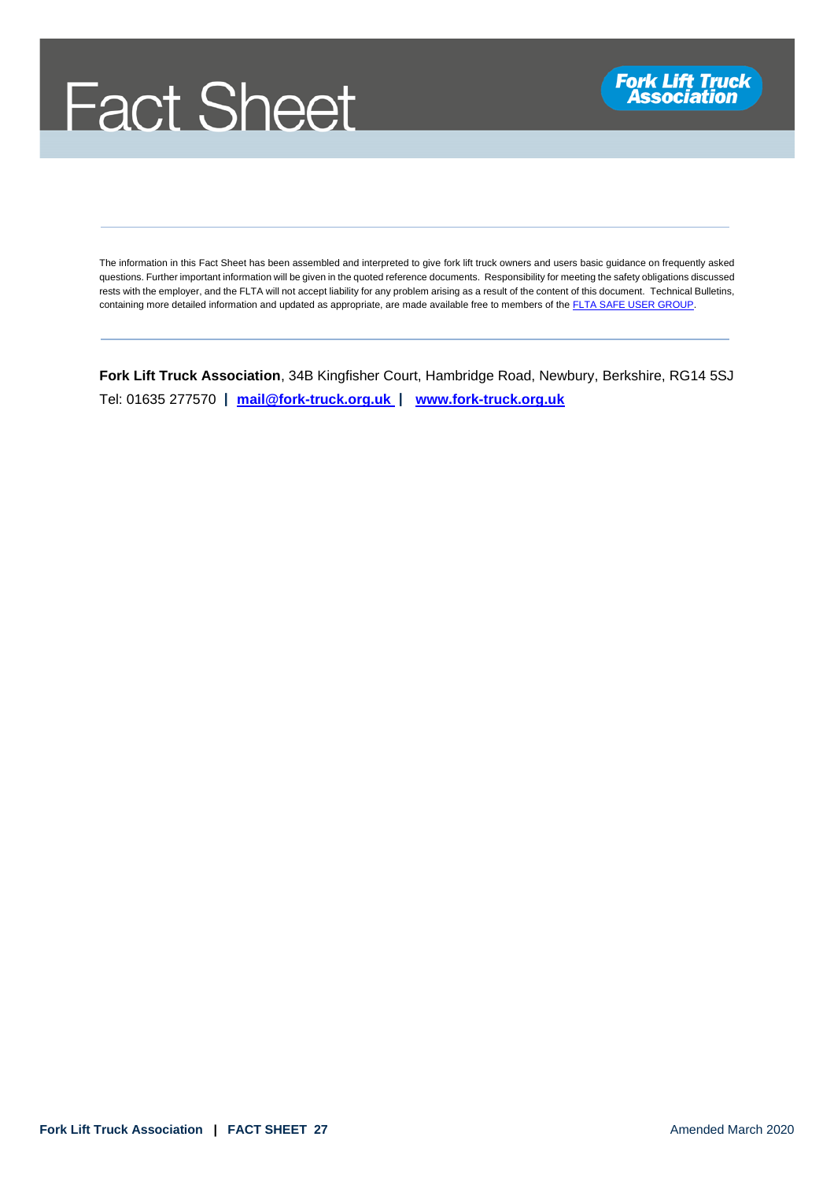# Fact Sheet

The information in this Fact Sheet has been assembled and interpreted to give fork lift truck owners and users basic guidance on frequently asked questions. Further important information will be given in the quoted reference documents. Responsibility for meeting the safety obligations discussed rests with the employer, and the FLTA will not accept liability for any problem arising as a result of the content of this document. Technical Bulletins, containing more detailed information and updated as appropriate, are made available free to members of the [FLTA SAFE USER GROUP](#).

**Fork Lift Truck Association**, 34B Kingfisher Court, Hambridge Road, Newbury, Berkshire, RG14 5SJ
Tel: 01635 277570 **|** **mail@fork-truck.org.uk** **|** **www.fork-truck.org.uk**